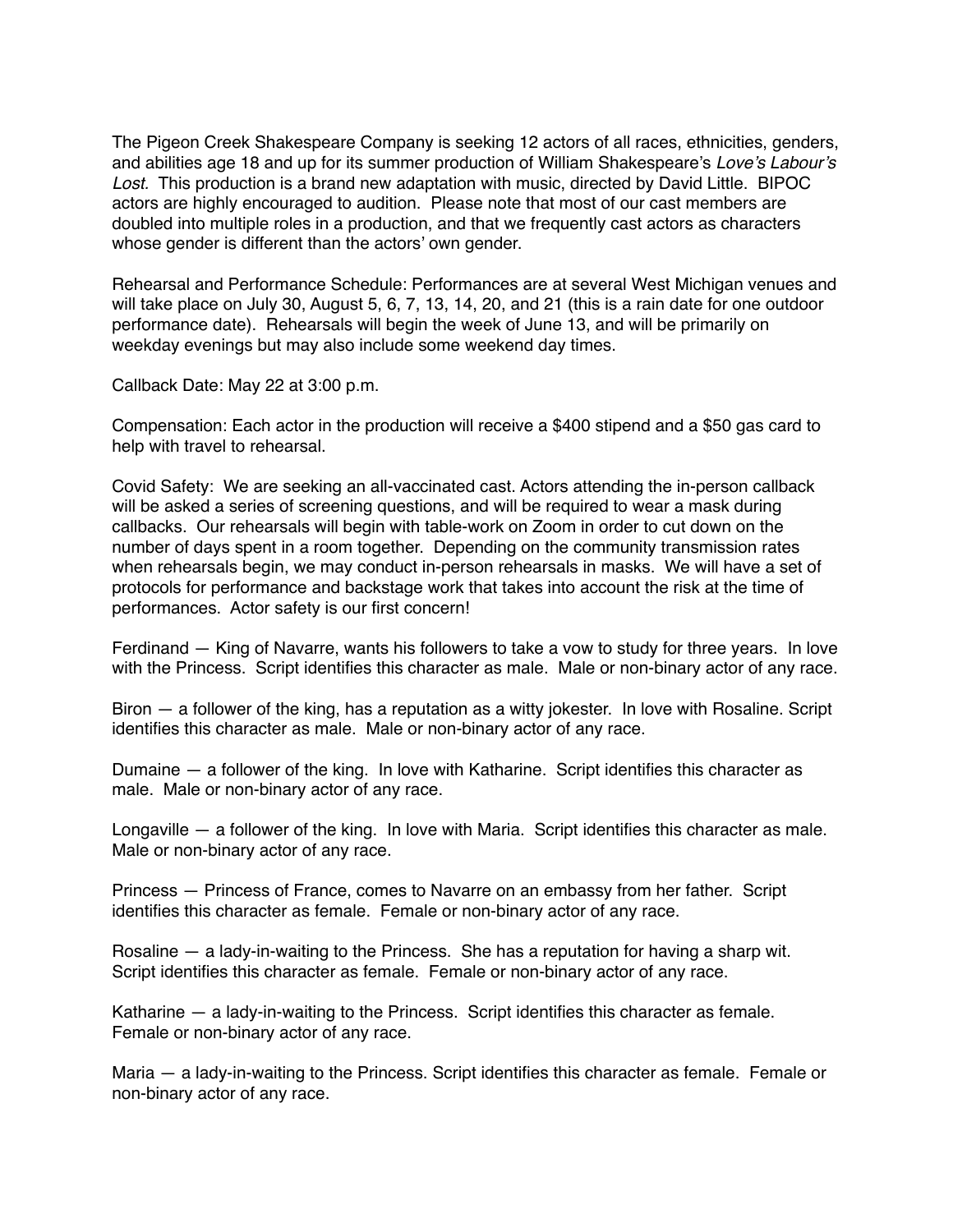The Pigeon Creek Shakespeare Company is seeking 12 actors of all races, ethnicities, genders, and abilities age 18 and up for its summer production of William Shakespeare's *Love's Labour's Lost.* This production is a brand new adaptation with music, directed by David Little. BIPOC actors are highly encouraged to audition. Please note that most of our cast members are doubled into multiple roles in a production, and that we frequently cast actors as characters whose gender is different than the actors' own gender.

Rehearsal and Performance Schedule: Performances are at several West Michigan venues and will take place on July 30, August 5, 6, 7, 13, 14, 20, and 21 (this is a rain date for one outdoor performance date). Rehearsals will begin the week of June 13, and will be primarily on weekday evenings but may also include some weekend day times.

Callback Date: May 22 at 3:00 p.m.

Compensation: Each actor in the production will receive a $400 stipend and a $50 gas card to help with travel to rehearsal.

Covid Safety: We are seeking an all-vaccinated cast. Actors attending the in-person callback will be asked a series of screening questions, and will be required to wear a mask during callbacks. Our rehearsals will begin with table-work on Zoom in order to cut down on the number of days spent in a room together. Depending on the community transmission rates when rehearsals begin, we may conduct in-person rehearsals in masks. We will have a set of protocols for performance and backstage work that takes into account the risk at the time of performances. Actor safety is our first concern!

Ferdinand — King of Navarre, wants his followers to take a vow to study for three years. In love with the Princess. Script identifies this character as male. Male or non-binary actor of any race.

Biron — a follower of the king, has a reputation as a witty jokester. In love with Rosaline. Script identifies this character as male. Male or non-binary actor of any race.

Dumaine — a follower of the king. In love with Katharine. Script identifies this character as male. Male or non-binary actor of any race.

Longaville — a follower of the king. In love with Maria. Script identifies this character as male. Male or non-binary actor of any race.

Princess — Princess of France, comes to Navarre on an embassy from her father. Script identifies this character as female. Female or non-binary actor of any race.

Rosaline — a lady-in-waiting to the Princess. She has a reputation for having a sharp wit. Script identifies this character as female. Female or non-binary actor of any race.

Katharine — a lady-in-waiting to the Princess. Script identifies this character as female. Female or non-binary actor of any race.

Maria — a lady-in-waiting to the Princess. Script identifies this character as female. Female or non-binary actor of any race.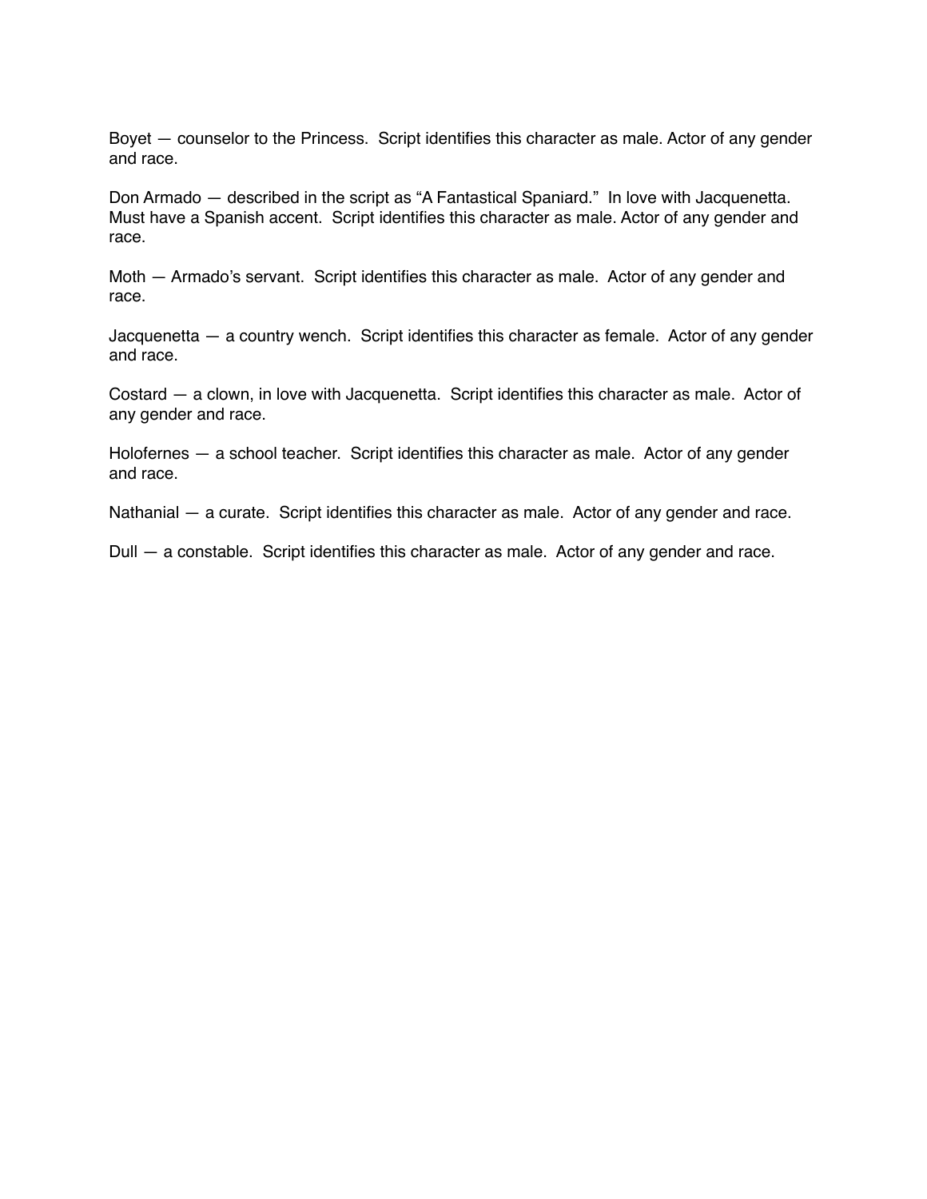Boyet — counselor to the Princess. Script identifies this character as male. Actor of any gender and race.

Don Armado — described in the script as "A Fantastical Spaniard." In love with Jacquenetta. Must have a Spanish accent. Script identifies this character as male. Actor of any gender and race.

Moth — Armado's servant. Script identifies this character as male. Actor of any gender and race.

Jacquenetta — a country wench. Script identifies this character as female. Actor of any gender and race.

Costard — a clown, in love with Jacquenetta. Script identifies this character as male. Actor of any gender and race.

Holofernes — a school teacher. Script identifies this character as male. Actor of any gender and race.

Nathanial — a curate. Script identifies this character as male. Actor of any gender and race.

Dull — a constable. Script identifies this character as male. Actor of any gender and race.